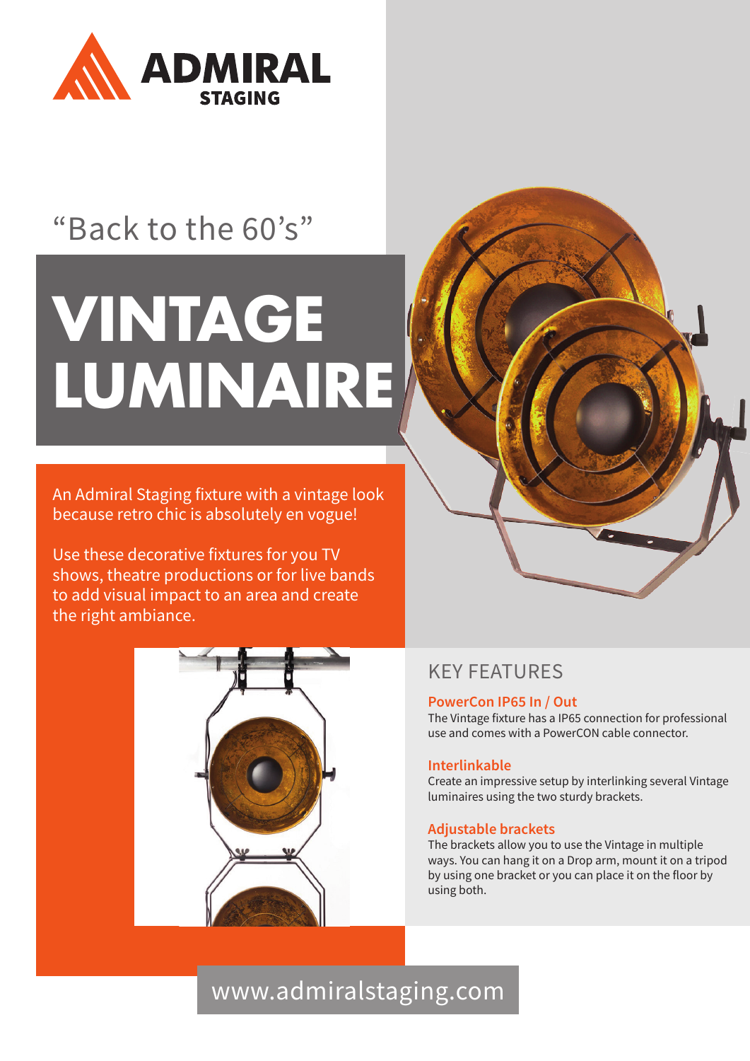ADMIRAL STAGING

"Back to the 60's"

# VINTAGE LUMINAIRE

An Admiral Staging fixture with a vintage look because retro chic is absolutely en vogue!

Use these decorative fixtures for you TV shows, theatre productions or for live bands to add visual impact to an area and create the right ambiance.

## KEY FEATURES

### PowerCon IP65 In / Out

The Vintage fixture has a IP65 connection for professional use and comes with a PowerCON cable connector.

### Interlinkable

Create an impressive setup by interlinking several Vintage luminaires using the two sturdy brackets.

### Adjustable brackets

The brackets allow you to use the Vintage in multiple ways. You can hang it on a Drop arm, mount it on a tripod by using one bracket or you can place it on the floor by using both.

www.admiralstaging.com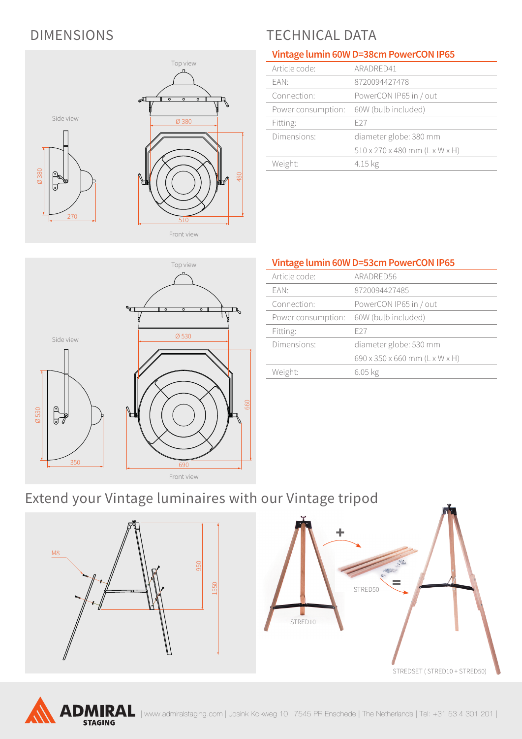## DIMENSIONS

Top view

Side view

Ø 380

Ø 380

270

510

480

Front view

## TECHNICAL DATA

### Vintage lumin 60W D=38cm PowerCON IP65

| | |
|---|---|
| Article code: | ARADRED41 |
| EAN: | 8720094427478 |
| Connection: | PowerCON IP65 in / out |
| Power consumption: | 60W (bulb included) |
| Fitting: | E27 |
| Dimensions: | diameter globe: 380 mm<br>510 x 270 x 480 mm (L x W x H) |
| Weight: | 4.15 kg |

Top view

Side view

Ø 530

Ø 530

350

690

660

Front view

### Vintage lumin 60W D=53cm PowerCON IP65

| | |
|---|---|
| Article code: | ARADRED56 |
| EAN: | 8720094427485 |
| Connection: | PowerCON IP65 in / out |
| Power consumption: | 60W (bulb included) |
| Fitting: | E27 |
| Dimensions: | diameter globe: 530 mm<br>690 x 350 x 660 mm (L x W x H) |
| Weight: | 6.05 kg |

## Extend your Vintage luminaires with our Vintage tripod

M8

950

1550

STRED10

STRED50

STREDSET ( STRED10 + STRED50)

ADMIRAL STAGING | www.admiralstaging.com | Josink Kolkweg 10 | 7545 PR Enschede | The Netherlands | Tel: +31 53 4 301 201 |